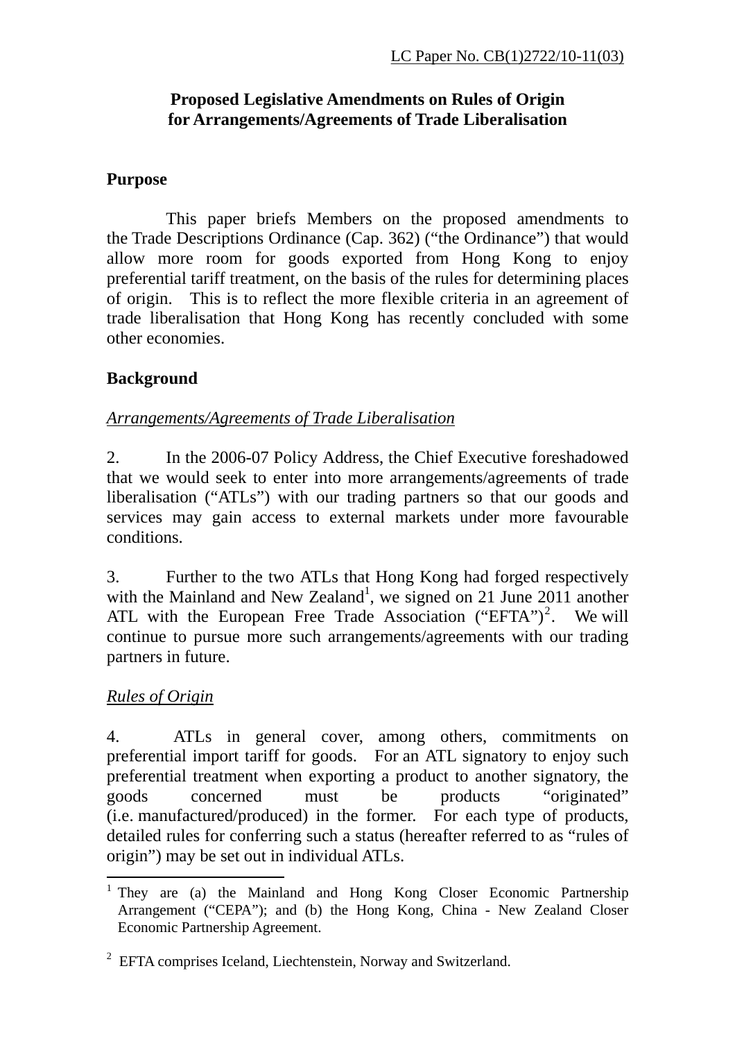LC Paper No. CB(1)2722/10-11(03)

**Proposed Legislative Amendments on Rules of Origin for Arrangements/Agreements of Trade Liberalisation**

## Purpose

This paper briefs Members on the proposed amendments to the Trade Descriptions Ordinance (Cap. 362) ("the Ordinance") that would allow more room for goods exported from Hong Kong to enjoy preferential tariff treatment, on the basis of the rules for determining places of origin. This is to reflect the more flexible criteria in an agreement of trade liberalisation that Hong Kong has recently concluded with some other economies.

## Background

*Arrangements/Agreements of Trade Liberalisation*

2. In the 2006-07 Policy Address, the Chief Executive foreshadowed that we would seek to enter into more arrangements/agreements of trade liberalisation ("ATLs") with our trading partners so that our goods and services may gain access to external markets under more favourable conditions.

3. Further to the two ATLs that Hong Kong had forged respectively with the Mainland and New Zealand[1], we signed on 21 June 2011 another ATL with the European Free Trade Association ("EFTA")[2]. We will continue to pursue more such arrangements/agreements with our trading partners in future.

*Rules of Origin*

4. ATLs in general cover, among others, commitments on preferential import tariff for goods. For an ATL signatory to enjoy such preferential treatment when exporting a product to another signatory, the goods concerned must be products "originated" (i.e. manufactured/produced) in the former. For each type of products, detailed rules for conferring such a status (hereafter referred to as "rules of origin") may be set out in individual ATLs.

---

[1] They are (a) the Mainland and Hong Kong Closer Economic Partnership Arrangement ("CEPA"); and (b) the Hong Kong, China - New Zealand Closer Economic Partnership Agreement.

[2] EFTA comprises Iceland, Liechtenstein, Norway and Switzerland.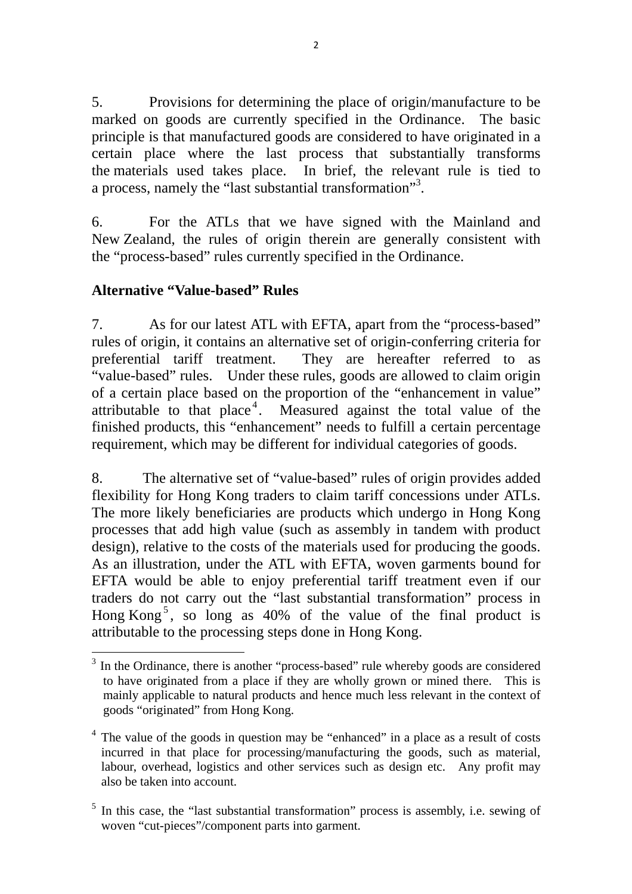5. Provisions for determining the place of origin/manufacture to be marked on goods are currently specified in the Ordinance. The basic principle is that manufactured goods are considered to have originated in a certain place where the last process that substantially transforms the materials used takes place. In brief, the relevant rule is tied to a process, namely the "last substantial transformation"[3].

6. For the ATLs that we have signed with the Mainland and New Zealand, the rules of origin therein are generally consistent with the "process-based" rules currently specified in the Ordinance.

**Alternative "Value-based" Rules**

7. As for our latest ATL with EFTA, apart from the "process-based" rules of origin, it contains an alternative set of origin-conferring criteria for preferential tariff treatment. They are hereafter referred to as "value-based" rules. Under these rules, goods are allowed to claim origin of a certain place based on the proportion of the "enhancement in value" attributable to that place[4]. Measured against the total value of the finished products, this "enhancement" needs to fulfill a certain percentage requirement, which may be different for individual categories of goods.

8. The alternative set of "value-based" rules of origin provides added flexibility for Hong Kong traders to claim tariff concessions under ATLs. The more likely beneficiaries are products which undergo in Hong Kong processes that add high value (such as assembly in tandem with product design), relative to the costs of the materials used for producing the goods. As an illustration, under the ATL with EFTA, woven garments bound for EFTA would be able to enjoy preferential tariff treatment even if our traders do not carry out the "last substantial transformation" process in Hong Kong[5], so long as 40% of the value of the final product is attributable to the processing steps done in Hong Kong.

---

[3] In the Ordinance, there is another "process-based" rule whereby goods are considered to have originated from a place if they are wholly grown or mined there. This is mainly applicable to natural products and hence much less relevant in the context of goods "originated" from Hong Kong.

[4] The value of the goods in question may be "enhanced" in a place as a result of costs incurred in that place for processing/manufacturing the goods, such as material, labour, overhead, logistics and other services such as design etc. Any profit may also be taken into account.

[5] In this case, the "last substantial transformation" process is assembly, i.e. sewing of woven "cut-pieces"/component parts into garment.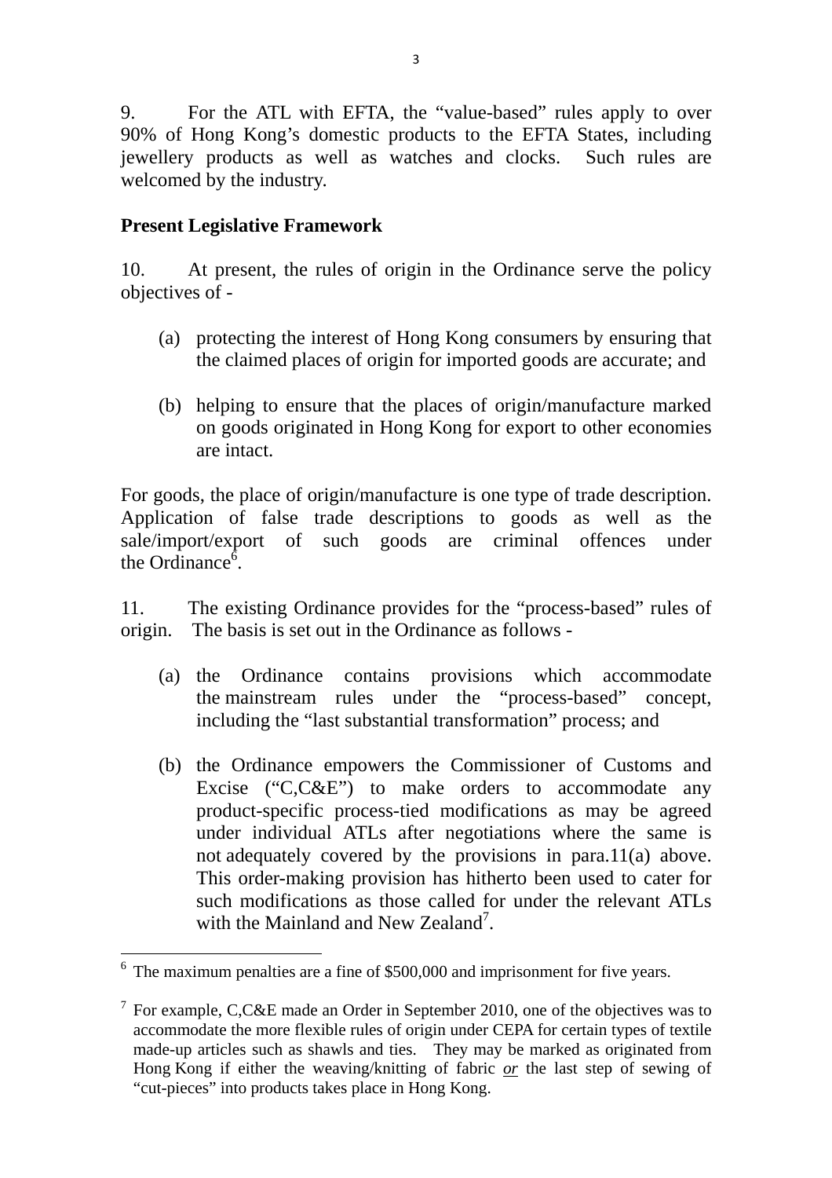9. For the ATL with EFTA, the "value-based" rules apply to over 90% of Hong Kong's domestic products to the EFTA States, including jewellery products as well as watches and clocks. Such rules are welcomed by the industry.

**Present Legislative Framework**

10. At present, the rules of origin in the Ordinance serve the policy objectives of -

(a) protecting the interest of Hong Kong consumers by ensuring that the claimed places of origin for imported goods are accurate; and

(b) helping to ensure that the places of origin/manufacture marked on goods originated in Hong Kong for export to other economies are intact.

For goods, the place of origin/manufacture is one type of trade description. Application of false trade descriptions to goods as well as the sale/import/export of such goods are criminal offences under the Ordinance[6].

11. The existing Ordinance provides for the "process-based" rules of origin. The basis is set out in the Ordinance as follows -

(a) the Ordinance contains provisions which accommodate the mainstream rules under the "process-based" concept, including the "last substantial transformation" process; and

(b) the Ordinance empowers the Commissioner of Customs and Excise ("C,C&E") to make orders to accommodate any product-specific process-tied modifications as may be agreed under individual ATLs after negotiations where the same is not adequately covered by the provisions in para.11(a) above. This order-making provision has hitherto been used to cater for such modifications as those called for under the relevant ATLs with the Mainland and New Zealand[7].

---

[6] The maximum penalties are a fine of $500,000 and imprisonment for five years.

[7] For example, C,C&E made an Order in September 2010, one of the objectives was to accommodate the more flexible rules of origin under CEPA for certain types of textile made-up articles such as shawls and ties. They may be marked as originated from Hong Kong if either the weaving/knitting of fabric *or* the last step of sewing of "cut-pieces" into products takes place in Hong Kong.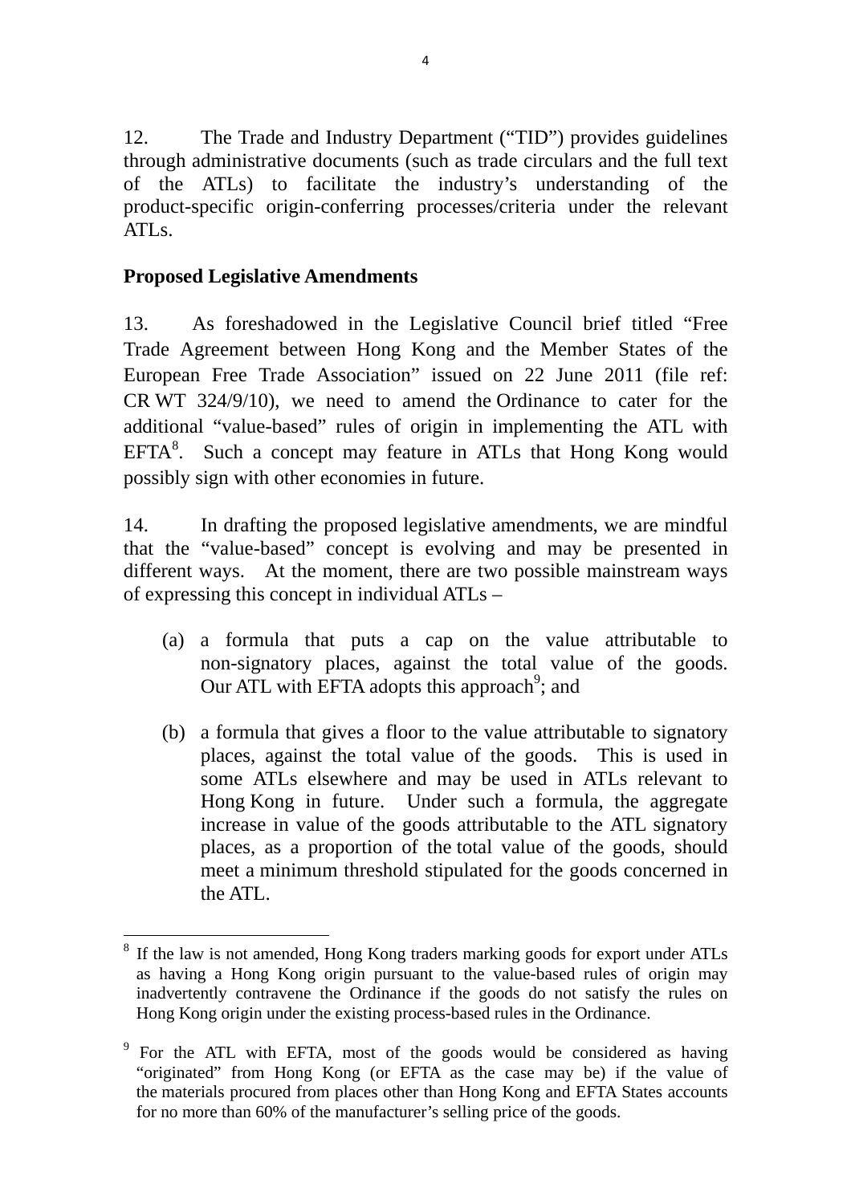12. The Trade and Industry Department ("TID") provides guidelines through administrative documents (such as trade circulars and the full text of the ATLs) to facilitate the industry's understanding of the product-specific origin-conferring processes/criteria under the relevant ATLs.

**Proposed Legislative Amendments**

13. As foreshadowed in the Legislative Council brief titled "Free Trade Agreement between Hong Kong and the Member States of the European Free Trade Association" issued on 22 June 2011 (file ref: CR WT 324/9/10), we need to amend the Ordinance to cater for the additional "value-based" rules of origin in implementing the ATL with EFTA[8]. Such a concept may feature in ATLs that Hong Kong would possibly sign with other economies in future.

14. In drafting the proposed legislative amendments, we are mindful that the "value-based" concept is evolving and may be presented in different ways. At the moment, there are two possible mainstream ways of expressing this concept in individual ATLs –

(a) a formula that puts a cap on the value attributable to non-signatory places, against the total value of the goods. Our ATL with EFTA adopts this approach[9]; and

(b) a formula that gives a floor to the value attributable to signatory places, against the total value of the goods. This is used in some ATLs elsewhere and may be used in ATLs relevant to Hong Kong in future. Under such a formula, the aggregate increase in value of the goods attributable to the ATL signatory places, as a proportion of the total value of the goods, should meet a minimum threshold stipulated for the goods concerned in the ATL.

---

[8] If the law is not amended, Hong Kong traders marking goods for export under ATLs as having a Hong Kong origin pursuant to the value-based rules of origin may inadvertently contravene the Ordinance if the goods do not satisfy the rules on Hong Kong origin under the existing process-based rules in the Ordinance.

[9] For the ATL with EFTA, most of the goods would be considered as having "originated" from Hong Kong (or EFTA as the case may be) if the value of the materials procured from places other than Hong Kong and EFTA States accounts for no more than 60% of the manufacturer's selling price of the goods.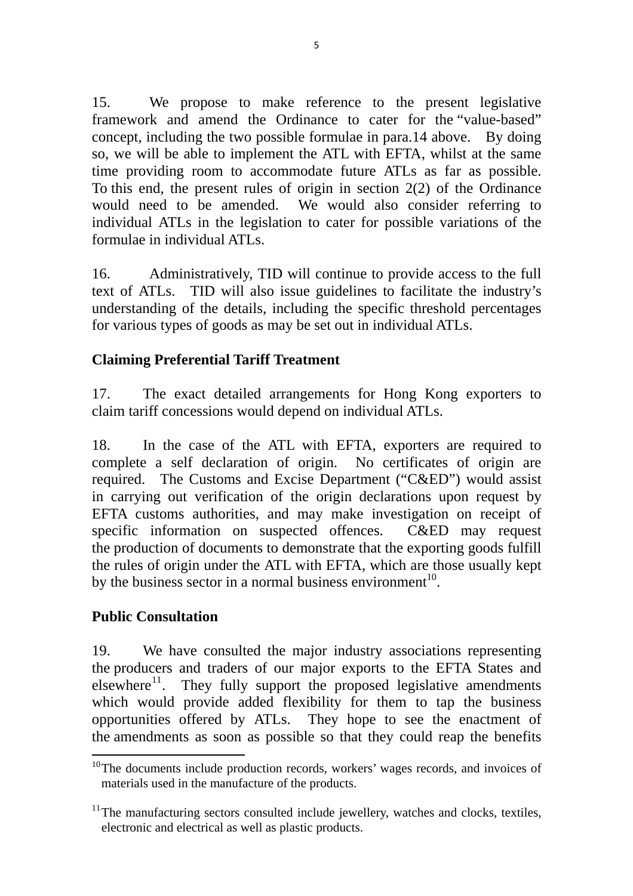15. We propose to make reference to the present legislative framework and amend the Ordinance to cater for the "value-based" concept, including the two possible formulae in para.14 above. By doing so, we will be able to implement the ATL with EFTA, whilst at the same time providing room to accommodate future ATLs as far as possible. To this end, the present rules of origin in section 2(2) of the Ordinance would need to be amended. We would also consider referring to individual ATLs in the legislation to cater for possible variations of the formulae in individual ATLs.

16. Administratively, TID will continue to provide access to the full text of ATLs. TID will also issue guidelines to facilitate the industry's understanding of the details, including the specific threshold percentages for various types of goods as may be set out in individual ATLs.

**Claiming Preferential Tariff Treatment**

17. The exact detailed arrangements for Hong Kong exporters to claim tariff concessions would depend on individual ATLs.

18. In the case of the ATL with EFTA, exporters are required to complete a self declaration of origin. No certificates of origin are required. The Customs and Excise Department ("C&ED") would assist in carrying out verification of the origin declarations upon request by EFTA customs authorities, and may make investigation on receipt of specific information on suspected offences. C&ED may request the production of documents to demonstrate that the exporting goods fulfill the rules of origin under the ATL with EFTA, which are those usually kept by the business sector in a normal business environment[10].

**Public Consultation**

19. We have consulted the major industry associations representing the producers and traders of our major exports to the EFTA States and elsewhere[11]. They fully support the proposed legislative amendments which would provide added flexibility for them to tap the business opportunities offered by ATLs. They hope to see the enactment of the amendments as soon as possible so that they could reap the benefits

---

[10] The documents include production records, workers' wages records, and invoices of materials used in the manufacture of the products.

[11] The manufacturing sectors consulted include jewellery, watches and clocks, textiles, electronic and electrical as well as plastic products.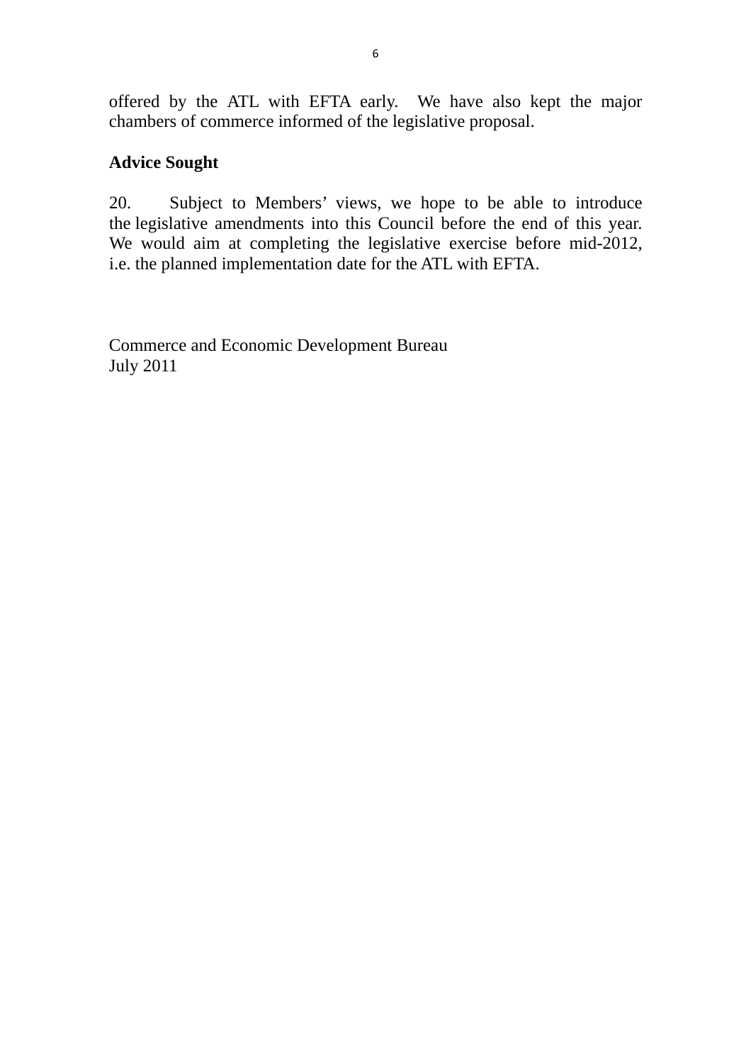offered by the ATL with EFTA early. We have also kept the major chambers of commerce informed of the legislative proposal.

**Advice Sought**

20. Subject to Members' views, we hope to be able to introduce the legislative amendments into this Council before the end of this year. We would aim at completing the legislative exercise before mid-2012, i.e. the planned implementation date for the ATL with EFTA.

Commerce and Economic Development Bureau
July 2011